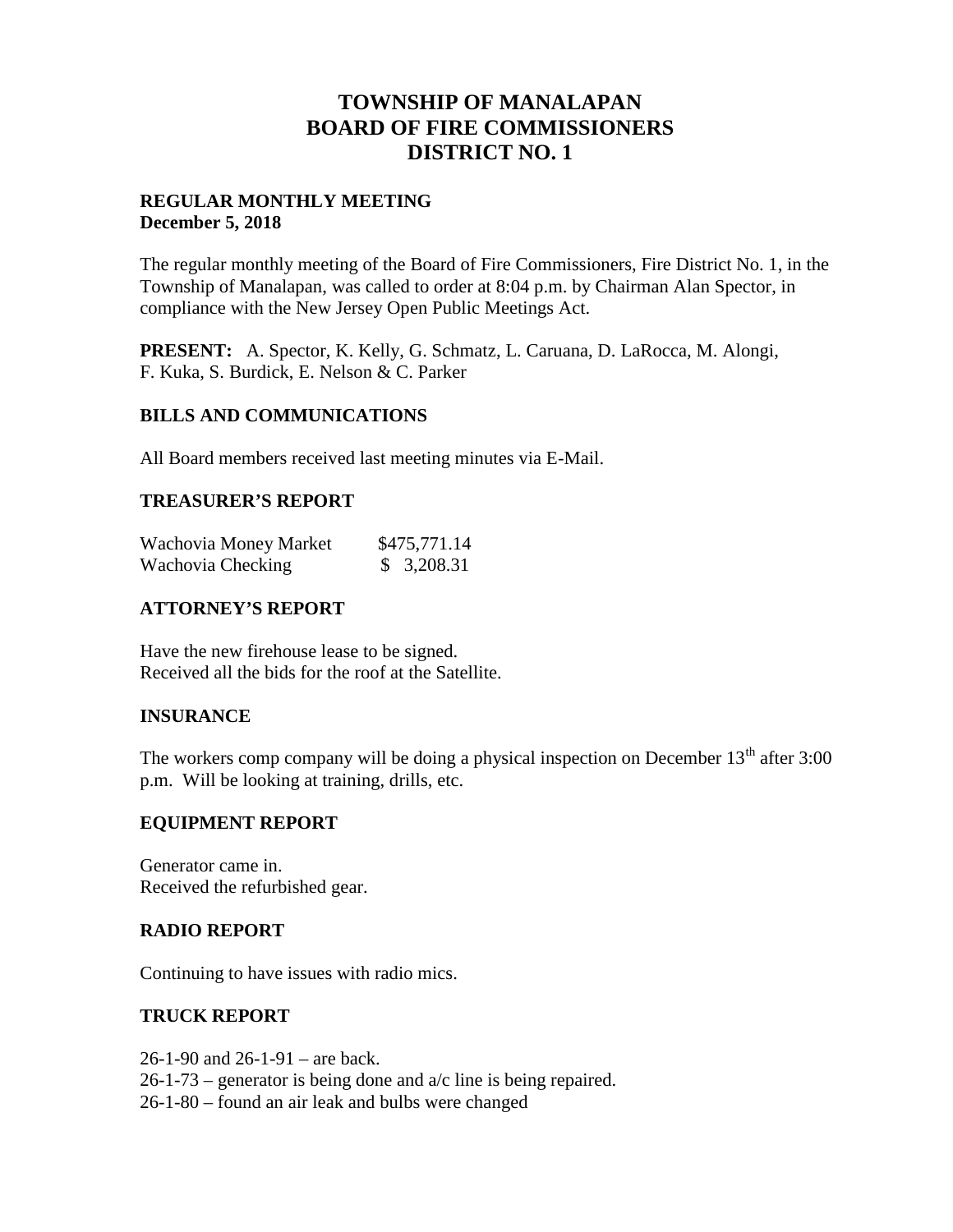# TOWNSHIP OF MANALAPAN
# BOARD OF FIRE COMMISSIONERS
# DISTRICT NO. 1

**REGULAR MONTHLY MEETING**
**December 5, 2018**

The regular monthly meeting of the Board of Fire Commissioners, Fire District No. 1, in the Township of Manalapan, was called to order at 8:04 p.m. by Chairman Alan Spector, in compliance with the New Jersey Open Public Meetings Act.

**PRESENT:** A. Spector, K. Kelly, G. Schmatz, L. Caruana, D. LaRocca, M. Alongi, F. Kuka, S. Burdick, E. Nelson & C. Parker

## BILLS AND COMMUNICATIONS

All Board members received last meeting minutes via E-Mail.

## TREASURER'S REPORT

| | |
|---|---|
| Wachovia Money Market | $475,771.14 |
| Wachovia Checking | $ 3,208.31 |

## ATTORNEY'S REPORT

Have the new firehouse lease to be signed.
Received all the bids for the roof at the Satellite.

## INSURANCE

The workers comp company will be doing a physical inspection on December 13th after 3:00 p.m. Will be looking at training, drills, etc.

## EQUIPMENT REPORT

Generator came in.
Received the refurbished gear.

## RADIO REPORT

Continuing to have issues with radio mics.

## TRUCK REPORT

26-1-90 and 26-1-91 – are back.
26-1-73 – generator is being done and a/c line is being repaired.
26-1-80 – found an air leak and bulbs were changed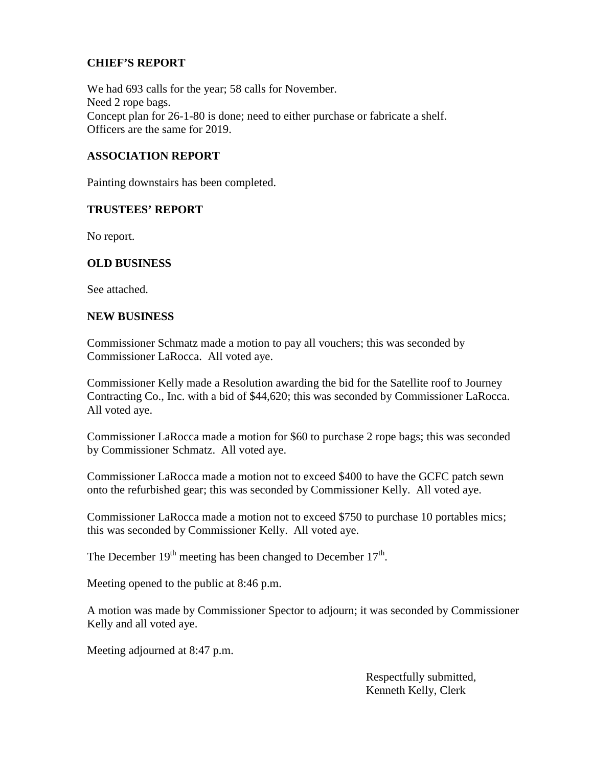## CHIEF'S REPORT

We had 693 calls for the year; 58 calls for November.
Need 2 rope bags.
Concept plan for 26-1-80 is done; need to either purchase or fabricate a shelf.
Officers are the same for 2019.

## ASSOCIATION REPORT

Painting downstairs has been completed.

## TRUSTEES' REPORT

No report.

## OLD BUSINESS

See attached.

## NEW BUSINESS

Commissioner Schmatz made a motion to pay all vouchers; this was seconded by Commissioner LaRocca. All voted aye.

Commissioner Kelly made a Resolution awarding the bid for the Satellite roof to Journey Contracting Co., Inc. with a bid of $44,620; this was seconded by Commissioner LaRocca. All voted aye.

Commissioner LaRocca made a motion for $60 to purchase 2 rope bags; this was seconded by Commissioner Schmatz. All voted aye.

Commissioner LaRocca made a motion not to exceed $400 to have the GCFC patch sewn onto the refurbished gear; this was seconded by Commissioner Kelly. All voted aye.

Commissioner LaRocca made a motion not to exceed $750 to purchase 10 portables mics; this was seconded by Commissioner Kelly. All voted aye.

The December 19th meeting has been changed to December 17th.

Meeting opened to the public at 8:46 p.m.

A motion was made by Commissioner Spector to adjourn; it was seconded by Commissioner Kelly and all voted aye.

Meeting adjourned at 8:47 p.m.

Respectfully submitted,
Kenneth Kelly, Clerk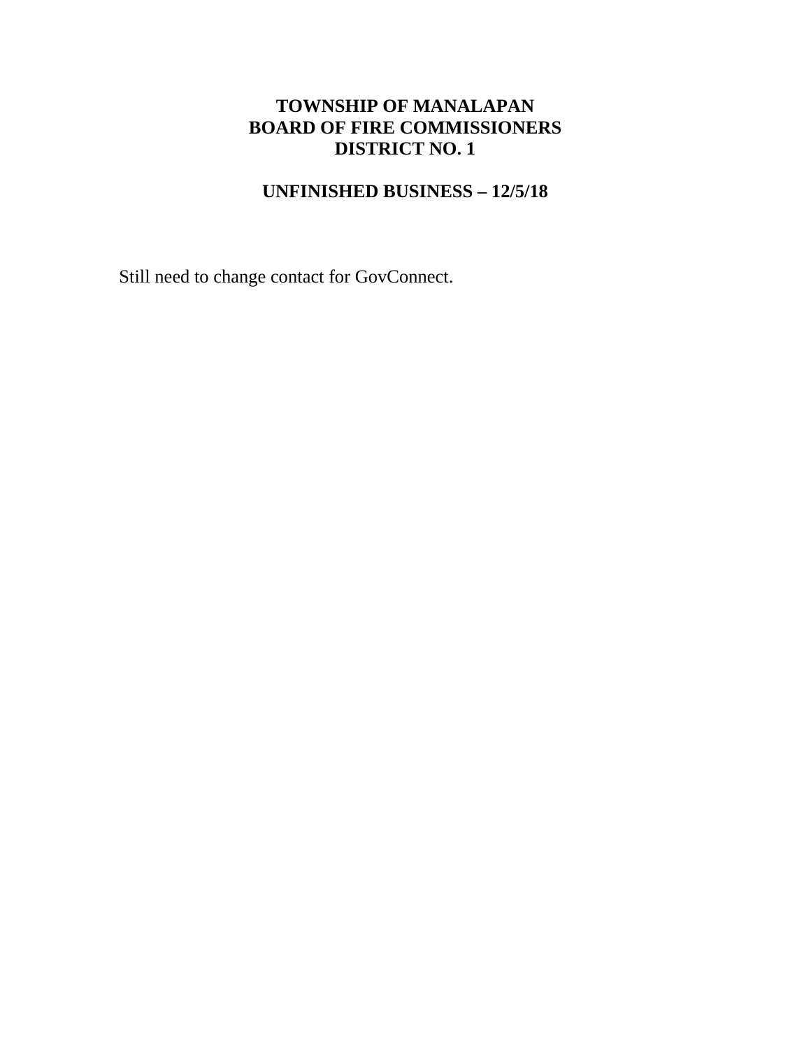**TOWNSHIP OF MANALAPAN**
**BOARD OF FIRE COMMISSIONERS**
**DISTRICT NO. 1**

**UNFINISHED BUSINESS – 12/5/18**

Still need to change contact for GovConnect.